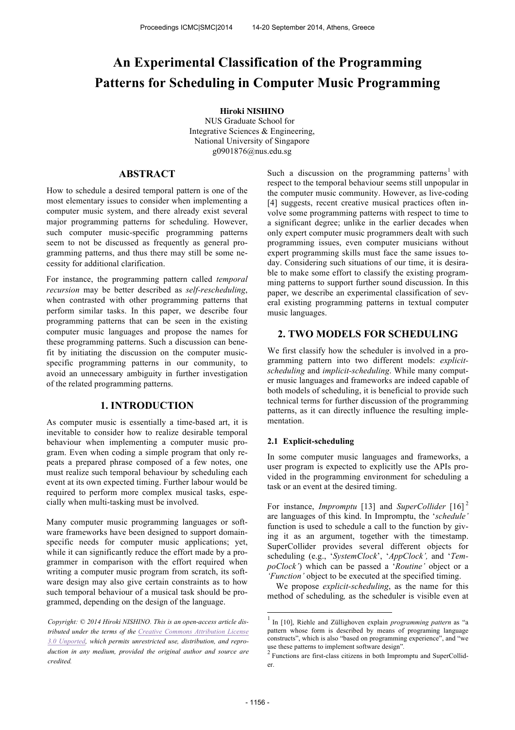# An Experimental Classification of the Programming Patterns for Scheduling in Computer Music Programming

**Hiroki NISHINO**
NUS Graduate School for
Integrative Sciences & Engineering,
National University of Singapore
g0901876@nus.edu.sg

## ABSTRACT

How to schedule a desired temporal pattern is one of the most elementary issues to consider when implementing a computer music system, and there already exist several major programming patterns for scheduling. However, such computer music-specific programming patterns seem to not be discussed as frequently as general programming patterns, and thus there may still be some necessity for additional clarification.

For instance, the programming pattern called *temporal recursion* may be better described as *self-rescheduling*, when contrasted with other programming patterns that perform similar tasks. In this paper, we describe four programming patterns that can be seen in the existing computer music languages and propose the names for these programming patterns. Such a discussion can benefit by initiating the discussion on the computer music-specific programming patterns in our community, to avoid an unnecessary ambiguity in further investigation of the related programming patterns.

## 1. INTRODUCTION

As computer music is essentially a time-based art, it is inevitable to consider how to realize desirable temporal behaviour when implementing a computer music program. Even when coding a simple program that only repeats a prepared phrase composed of a few notes, one must realize such temporal behaviour by scheduling each event at its own expected timing. Further labour would be required to perform more complex musical tasks, especially when multi-tasking must be involved.

Many computer music programming languages or software frameworks have been designed to support domain-specific needs for computer music applications; yet, while it can significantly reduce the effort made by a programmer in comparison with the effort required when writing a computer music program from scratch, its software design may also give certain constraints as to how such temporal behaviour of a musical task should be programmed, depending on the design of the language.

*Copyright: © 2014 Hiroki NISHINO. This is an open-access article distributed under the terms of the Creative Commons Attribution License 3.0 Unported, which permits unrestricted use, distribution, and reproduction in any medium, provided the original author and source are credited.*

Such a discussion on the programming patterns [1] with respect to the temporal behaviour seems still unpopular in the computer music community. However, as live-coding [4] suggests, recent creative musical practices often involve some programming patterns with respect to time to a significant degree; unlike in the earlier decades when only expert computer music programmers dealt with such programming issues, even computer musicians without expert programming skills must face the same issues today. Considering such situations of our time, it is desirable to make some effort to classify the existing programming patterns to support further sound discussion. In this paper, we describe an experimental classification of several existing programming patterns in textual computer music languages.

## 2. TWO MODELS FOR SCHEDULING

We first classify how the scheduler is involved in a programming pattern into two different models: *explicit-scheduling* and *implicit-scheduling*. While many computer music languages and frameworks are indeed capable of both models of scheduling, it is beneficial to provide such technical terms for further discussion of the programming patterns, as it can directly influence the resulting implementation.

### 2.1 Explicit-scheduling

In some computer music languages and frameworks, a user program is expected to explicitly use the APIs provided in the programming environment for scheduling a task or an event at the desired timing.

For instance, *Impromptu* [13] and *SuperCollider* [16] [2] are languages of this kind. In Impromptu, the '*schedule'* function is used to schedule a call to the function by giving it as an argument, together with the timestamp. SuperCollider provides several different objects for scheduling (e.g., '*SystemClock*', '*AppClock',* and '*TempoClock*') which can be passed a '*Routine*' object or a *'Function'* object to be executed at the specified timing.

We propose *explicit-scheduling*, as the name for this method of scheduling*,* as the scheduler is visible even at

[1] In [10], Riehle and Züllighoven explain *programming pattern* as "a pattern whose form is described by means of programing language constructs", which is also "based on programming experience", and "we use these patterns to implement software design".

[2] Functions are first-class citizens in both Impromptu and SuperCollider.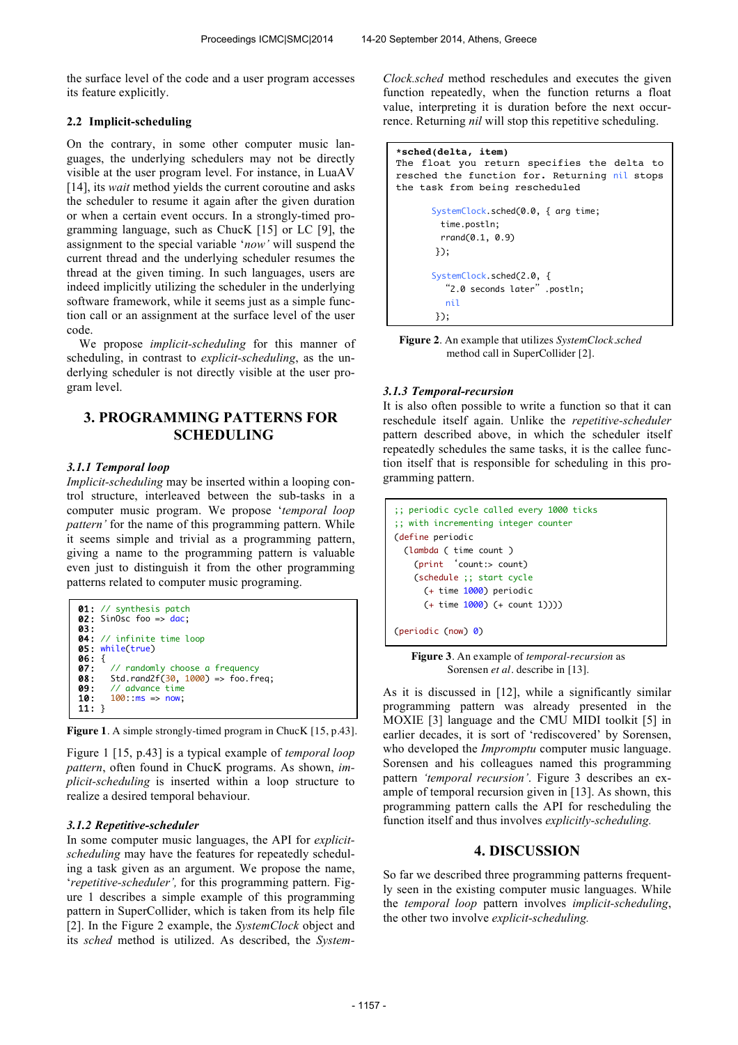the surface level of the code and a user program accesses its feature explicitly.

### 2.2 Implicit-scheduling

On the contrary, in some other computer music languages, the underlying schedulers may not be directly visible at the user program level. For instance, in LuaAV [14], its *wait* method yields the current coroutine and asks the scheduler to resume it again after the given duration or when a certain event occurs. In a strongly-timed programming language, such as ChucK [15] or LC [9], the assignment to the special variable '*now*' will suspend the current thread and the underlying scheduler resumes the thread at the given timing. In such languages, users are indeed implicitly utilizing the scheduler in the underlying software framework, while it seems just as a simple function call or an assignment at the surface level of the user code.

We propose *implicit-scheduling* for this manner of scheduling, in contrast to *explicit-scheduling*, as the underlying scheduler is not directly visible at the user program level.

## 3. PROGRAMMING PATTERNS FOR SCHEDULING

### 3.1.1 Temporal loop

*Implicit-scheduling* may be inserted within a looping control structure, interleaved between the sub-tasks in a computer music program. We propose '*temporal loop pattern'* for the name of this programming pattern. While it seems simple and trivial as a programming pattern, giving a name to the programming pattern is valuable even just to distinguish it from the other programming patterns related to computer music programing.

```
01: // synthesis patch
02: SinOsc foo => dac;
03:
04: // infinite time loop
05: while(true)
06: {
07:   // randomly choose a frequency
08:   Std.rand2f(30, 1000) => foo.freq;
09:   // advance time
10:   100::ms => now;
11: }
```

**Figure 1**. A simple strongly-timed program in ChucK [15, p.43].

Figure 1 [15, p.43] is a typical example of *temporal loop pattern*, often found in ChucK programs. As shown, *implicit-scheduling* is inserted within a loop structure to realize a desired temporal behaviour.

### 3.1.2 Repetitive-scheduler

In some computer music languages, the API for *explicit-scheduling* may have the features for repeatedly scheduling a task given as an argument. We propose the name, '*repetitive-scheduler'*, for this programming pattern. Figure 1 describes a simple example of this programming pattern in SuperCollider, which is taken from its help file [2]. In the Figure 2 example, the *SystemClock* object and its *sched* method is utilized. As described, the *SystemClock.sched* method reschedules and executes the given function repeatedly, when the function returns a float value, interpreting it is duration before the next occurrence. Returning *nil* will stop this repetitive scheduling.

```
*sched(delta, item)
The float you return specifies the delta to
resched the function for. Returning nil stops
the task from being rescheduled

    SystemClock.sched(0.0, { arg time;
      time.postln;
      rrand(0.1, 0.9)
    });

    SystemClock.sched(2.0, {
      "2.0 seconds later".postln;
      nil
    });
```

**Figure 2**. An example that utilizes *SystemClock.sched* method call in SuperCollider [2].

### 3.1.3 Temporal-recursion

It is also often possible to write a function so that it can reschedule itself again. Unlike the *repetitive-scheduler* pattern described above, in which the scheduler itself repeatedly schedules the same tasks, it is the callee function itself that is responsible for scheduling in this programming pattern.

```
;; periodic cycle called every 1000 ticks
;; with incrementing integer counter
(define periodic
  (lambda ( time count )
    (print 'count:> count)
    (schedule ;; start cycle
      (+ time 1000) periodic
      (+ time 1000) (+ count 1))))

(periodic (now) 0)
```

**Figure 3**. An example of *temporal-recursion* as Sorensen *et al*. describe in [13].

As it is discussed in [12], while a significantly similar programming pattern was already presented in the MOXIE [3] language and the CMU MIDI toolkit [5] in earlier decades, it is sort of 'rediscovered' by Sorensen, who developed the *Impromptu* computer music language. Sorensen and his colleagues named this programming pattern *'temporal recursion'*. Figure 3 describes an example of temporal recursion given in [13]. As shown, this programming pattern calls the API for rescheduling the function itself and thus involves *explicitly-scheduling.*

## 4. DISCUSSION

So far we described three programming patterns frequently seen in the existing computer music languages. While the *temporal loop* pattern involves *implicit-scheduling*, the other two involve *explicit-scheduling.*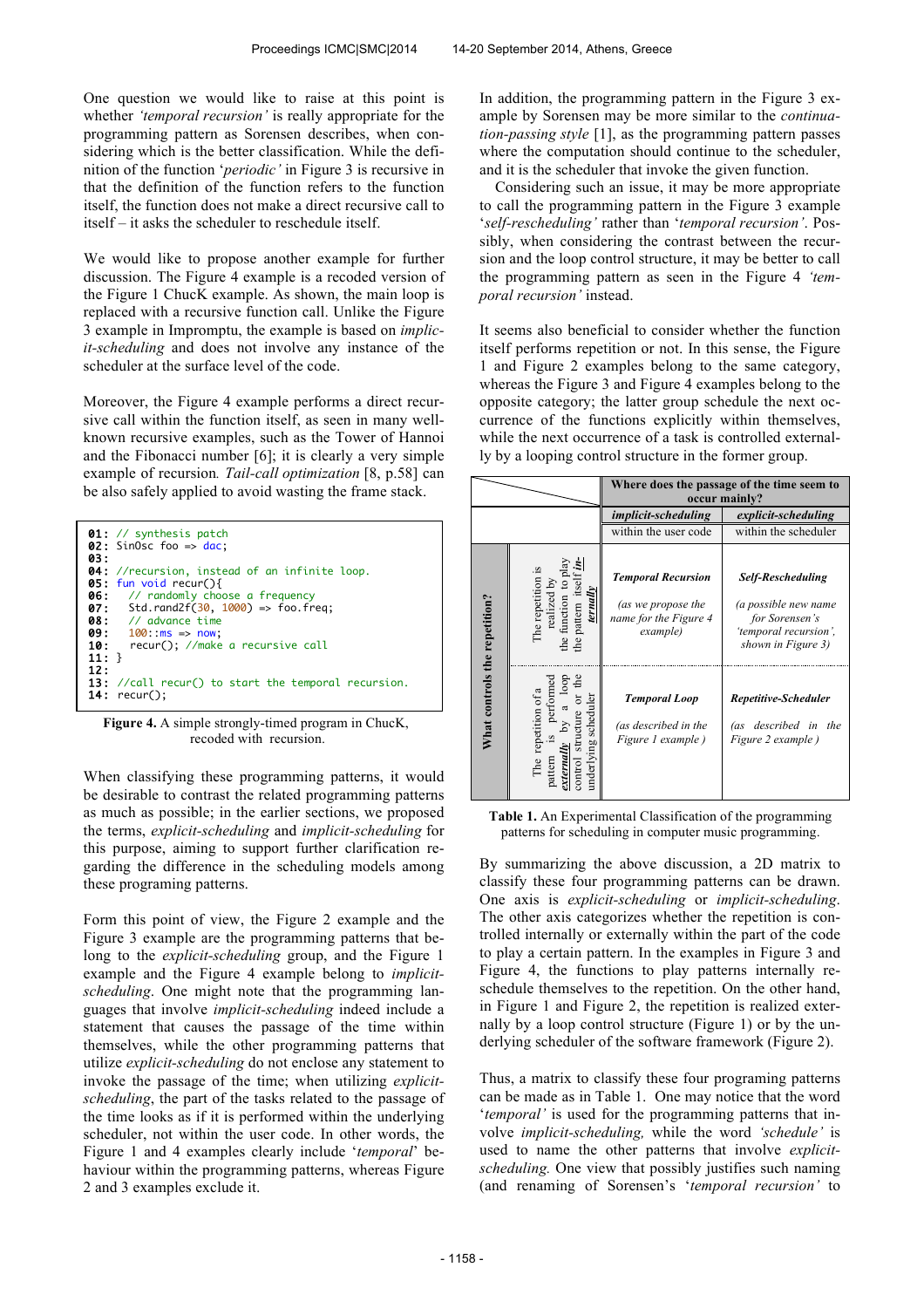One question we would like to raise at this point is whether *'temporal recursion'* is really appropriate for the programming pattern as Sorensen describes, when considering which is the better classification. While the definition of the function '*periodic'* in Figure 3 is recursive in that the definition of the function refers to the function itself, the function does not make a direct recursive call to itself – it asks the scheduler to reschedule itself.

We would like to propose another example for further discussion. The Figure 4 example is a recoded version of the Figure 1 ChucK example. As shown, the main loop is replaced with a recursive function call. Unlike the Figure 3 example in Impromptu, the example is based on *implicit-scheduling* and does not involve any instance of the scheduler at the surface level of the code.

Moreover, the Figure 4 example performs a direct recursive call within the function itself, as seen in many well-known recursive examples, such as the Tower of Hannoi and the Fibonacci number [6]; it is clearly a very simple example of recursion*. Tail-call optimization* [8, p.58] can be also safely applied to avoid wasting the frame stack.

```
01: // synthesis patch
02: SinOsc foo => dac;
03:
04: //recursion, instead of an infinite loop.
05: fun void recur(){
06:    // randomly choose a frequency
07:    Std.rand2f(30, 1000) => foo.freq;
08:    // advance time
09:    100::ms => now;
10:    recur(); //make a recursive call
11: }
12:
13: //call recur() to start the temporal recursion.
14: recur();
```

**Figure 4.** A simple strongly-timed program in ChucK, recoded with recursion.

When classifying these programming patterns, it would be desirable to contrast the related programming patterns as much as possible; in the earlier sections, we proposed the terms, *explicit-scheduling* and *implicit-scheduling* for this purpose, aiming to support further clarification regarding the difference in the scheduling models among these programing patterns.

Form this point of view, the Figure 2 example and the Figure 3 example are the programming patterns that belong to the *explicit-scheduling* group, and the Figure 1 example and the Figure 4 example belong to *implicit-scheduling*. One might note that the programming languages that involve *implicit-scheduling* indeed include a statement that causes the passage of the time within themselves, while the other programming patterns that utilize *explicit-scheduling* do not enclose any statement to invoke the passage of the time; when utilizing *explicit-scheduling*, the part of the tasks related to the passage of the time looks as if it is performed within the underlying scheduler, not within the user code. In other words, the Figure 1 and 4 examples clearly include '*temporal*' behaviour within the programming patterns, whereas Figure 2 and 3 examples exclude it.

In addition, the programming pattern in the Figure 3 example by Sorensen may be more similar to the *continuation-passing style* [1], as the programming pattern passes where the computation should continue to the scheduler, and it is the scheduler that invoke the given function.

Considering such an issue, it may be more appropriate to call the programming pattern in the Figure 3 example '*self-rescheduling'* rather than '*temporal recursion'*. Possibly, when considering the contrast between the recursion and the loop control structure, it may be better to call the programming pattern as seen in the Figure 4 *'temporal recursion'* instead.

It seems also beneficial to consider whether the function itself performs repetition or not. In this sense, the Figure 1 and Figure 2 examples belong to the same category, whereas the Figure 3 and Figure 4 examples belong to the opposite category; the latter group schedule the next occurrence of the functions explicitly within themselves, while the next occurrence of a task is controlled externally by a looping control structure in the former group.

| | | Where does the passage of the time seem to occur mainly? | |
|---|---|---|---|
| | | *implicit-scheduling* | *explicit-scheduling* |
| | | within the user code | within the scheduler |
| **What controls the repetition?** | The repetition is realized by the function to play the pattern itself ***internally*** | ***Temporal Recursion*** (as we propose the name for the Figure 4 example) | ***Self-Rescheduling*** (a possible new name for Sorensen's 'temporal recursion', shown in Figure 3) |
| | The repetition of a pattern is performed ***externally*** by a loop control structure or the underlying scheduler | ***Temporal Loop*** (as described in the Figure 1 example) | ***Repetitive-Scheduler*** (as described in the Figure 2 example) |

**Table 1.** An Experimental Classification of the programming patterns for scheduling in computer music programming.

By summarizing the above discussion, a 2D matrix to classify these four programming patterns can be drawn. One axis is *explicit-scheduling* or *implicit-scheduling*. The other axis categorizes whether the repetition is controlled internally or externally within the part of the code to play a certain pattern. In the examples in Figure 3 and Figure 4, the functions to play patterns internally reschedule themselves to the repetition. On the other hand, in Figure 1 and Figure 2, the repetition is realized externally by a loop control structure (Figure 1) or by the underlying scheduler of the software framework (Figure 2).

Thus, a matrix to classify these four programing patterns can be made as in Table 1. One may notice that the word '*temporal'* is used for the programming patterns that involve *implicit-scheduling,* while the word *'schedule'* is used to name the other patterns that involve *explicit-scheduling.* One view that possibly justifies such naming (and renaming of Sorensen's '*temporal recursion'* to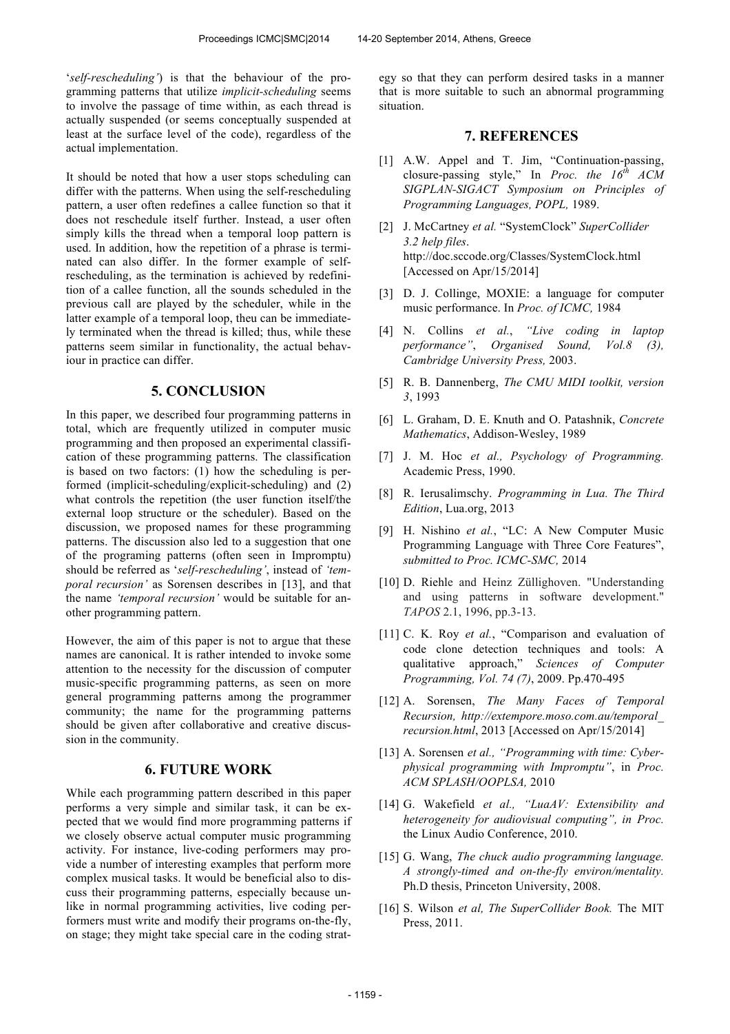'*self-rescheduling'*) is that the behaviour of the programming patterns that utilize *implicit-scheduling* seems to involve the passage of time within, as each thread is actually suspended (or seems conceptually suspended at least at the surface level of the code), regardless of the actual implementation.

It should be noted that how a user stops scheduling can differ with the patterns. When using the self-rescheduling pattern, a user often redefines a callee function so that it does not reschedule itself further. Instead, a user often simply kills the thread when a temporal loop pattern is used. In addition, how the repetition of a phrase is terminated can also differ. In the former example of self-rescheduling, as the termination is achieved by redefinition of a callee function, all the sounds scheduled in the previous call are played by the scheduler, while in the latter example of a temporal loop, theu can be immediately terminated when the thread is killed; thus, while these patterns seem similar in functionality, the actual behaviour in practice can differ.

## 5. CONCLUSION

In this paper, we described four programming patterns in total, which are frequently utilized in computer music programming and then proposed an experimental classification of these programming patterns. The classification is based on two factors: (1) how the scheduling is performed (implicit-scheduling/explicit-scheduling) and (2) what controls the repetition (the user function itself/the external loop structure or the scheduler). Based on the discussion, we proposed names for these programming patterns. The discussion also led to a suggestion that one of the programing patterns (often seen in Impromptu) should be referred as '*self-rescheduling'*, instead of *'temporal recursion'* as Sorensen describes in [13], and that the name *'temporal recursion'* would be suitable for another programming pattern.

However, the aim of this paper is not to argue that these names are canonical. It is rather intended to invoke some attention to the necessity for the discussion of computer music-specific programming patterns, as seen on more general programming patterns among the programmer community; the name for the programming patterns should be given after collaborative and creative discussion in the community.

## 6. FUTURE WORK

While each programming pattern described in this paper performs a very simple and similar task, it can be expected that we would find more programming patterns if we closely observe actual computer music programming activity. For instance, live-coding performers may provide a number of interesting examples that perform more complex musical tasks. It would be beneficial also to discuss their programming patterns, especially because unlike in normal programming activities, live coding performers must write and modify their programs on-the-fly, on stage; they might take special care in the coding strategy so that they can perform desired tasks in a manner that is more suitable to such an abnormal programming situation.

## 7. REFERENCES

[1] A.W. Appel and T. Jim, "Continuation-passing, closure-passing style," In *Proc. the 16th ACM SIGPLAN-SIGACT Symposium on Principles of Programming Languages, POPL,* 1989.

[2] J. McCartney *et al.* "SystemClock" *SuperCollider 3.2 help files*. http://doc.sccode.org/Classes/SystemClock.html [Accessed on Apr/15/2014]

[3] D. J. Collinge, MOXIE: a language for computer music performance. In *Proc. of ICMC,* 1984

[4] N. Collins *et al.*, *"Live coding in laptop performance"*, *Organised Sound, Vol.8 (3), Cambridge University Press,* 2003.

[5] R. B. Dannenberg, *The CMU MIDI toolkit, version 3*, 1993

[6] L. Graham, D. E. Knuth and O. Patashnik, *Concrete Mathematics*, Addison-Wesley, 1989

[7] J. M. Hoc *et al., Psychology of Programming.* Academic Press, 1990.

[8] R. Ierusalimschy. *Programming in Lua. The Third Edition*, Lua.org, 2013

[9] H. Nishino *et al.*, "LC: A New Computer Music Programming Language with Three Core Features", *submitted to Proc. ICMC-SMC,* 2014

[10] D. Riehle and Heinz Züllighoven. "Understanding and using patterns in software development." *TAPOS* 2.1, 1996, pp.3-13.

[11] C. K. Roy *et al.*, "Comparison and evaluation of code clone detection techniques and tools: A qualitative approach," *Sciences of Computer Programming, Vol. 74 (7)*, 2009. Pp.470-495

[12] A. Sorensen, *The Many Faces of Temporal Recursion, http://extempore.moso.com.au/temporal_recursion.html*, 2013 [Accessed on Apr/15/2014]

[13] A. Sorensen *et al., "Programming with time: Cyber-physical programming with Impromptu"*, in *Proc. ACM SPLASH/OOPLSA,* 2010

[14] G. Wakefield *et al., "LuaAV: Extensibility and heterogeneity for audiovisual computing", in Proc.* the Linux Audio Conference, 2010.

[15] G. Wang, *The chuck audio programming language. A strongly-timed and on-the-fly environ/mentality.* Ph.D thesis, Princeton University, 2008.

[16] S. Wilson *et al, The SuperCollider Book.* The MIT Press, 2011.